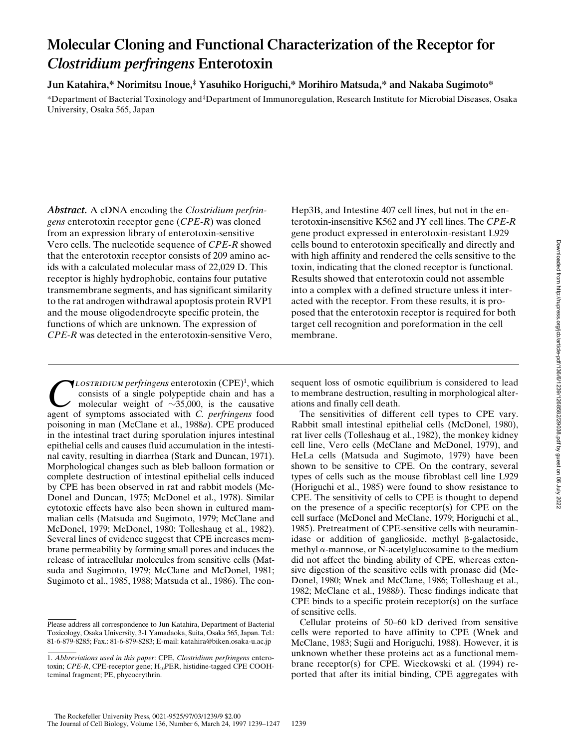# Molecular Cloning and Functional Characterization of the Receptor for *Clostridium perfringens* Enterotoxin

**Jun Katahira,* Norimitsu Inoue,‡ Yasuhiko Horiguchi,* Morihiro Matsuda,* and Nakaba Sugimoto***

*Department of Bacterial Toxinology and ‡Department of Immunoregulation, Research Institute for Microbial Diseases, Osaka University, Osaka 565, Japan

***Abstract.*** A cDNA encoding the *Clostridium perfringens* enterotoxin receptor gene (*CPE-R*) was cloned from an expression library of enterotoxin-sensitive Vero cells. The nucleotide sequence of *CPE-R* showed that the enterotoxin receptor consists of 209 amino acids with a calculated molecular mass of 22,029 D. This receptor is highly hydrophobic, contains four putative transmembrane segments, and has significant similarity to the rat androgen withdrawal apoptosis protein RVP1 and the mouse oligodendrocyte specific protein, the functions of which are unknown. The expression of *CPE-R* was detected in the enterotoxin-sensitive Vero, Hep3B, and Intestine 407 cell lines, but not in the enterotoxin-insensitive K562 and JY cell lines. The *CPE-R* gene product expressed in enterotoxin-resistant L929 cells bound to enterotoxin specifically and directly and with high affinity and rendered the cells sensitive to the toxin, indicating that the cloned receptor is functional. Results showed that enterotoxin could not assemble into a complex with a defined structure unless it interacted with the receptor. From these results, it is proposed that the enterotoxin receptor is required for both target cell recognition and poreformation in the cell membrane.

*Clostridium perfringens* enterotoxin (CPE)[1], which consists of a single polypeptide chain and has a molecular weight of ~35,000, is the causative agent of symptoms associated with *C. perfringens* food poisoning in man (McClane et al., 1988*a*). CPE produced in the intestinal tract during sporulation injures intestinal epithelial cells and causes fluid accumulation in the intestinal cavity, resulting in diarrhea (Stark and Duncan, 1971). Morphological changes such as bleb balloon formation or complete destruction of intestinal epithelial cells induced by CPE has been observed in rat and rabbit models (McDonel and Duncan, 1975; McDonel et al., 1978). Similar cytotoxic effects have also been shown in cultured mammalian cells (Matsuda and Sugimoto, 1979; McClane and McDonel, 1979; McDonel, 1980; Tolleshaug et al., 1982). Several lines of evidence suggest that CPE increases membrane permeability by forming small pores and induces the release of intracellular molecules from sensitive cells (Matsuda and Sugimoto, 1979; McClane and McDonel, 1981; Sugimoto et al., 1985, 1988; Matsuda et al., 1986). The consequent loss of osmotic equilibrium is considered to lead to membrane destruction, resulting in morphological alterations and finally cell death.

The sensitivities of different cell types to CPE vary. Rabbit small intestinal epithelial cells (McDonel, 1980), rat liver cells (Tolleshaug et al., 1982), the monkey kidney cell line, Vero cells (McClane and McDonel, 1979), and HeLa cells (Matsuda and Sugimoto, 1979) have been shown to be sensitive to CPE. On the contrary, several types of cells such as the mouse fibroblast cell line L929 (Horiguchi et al., 1985) were found to show resistance to CPE. The sensitivity of cells to CPE is thought to depend on the presence of a specific receptor(s) for CPE on the cell surface (McDonel and McClane, 1979; Horiguchi et al., 1985). Pretreatment of CPE-sensitive cells with neuraminidase or addition of ganglioside, methyl β-galactoside, methyl α-mannose, or N-acetylglucosamine to the medium did not affect the binding ability of CPE, whereas extensive digestion of the sensitive cells with pronase did (McDonel, 1980; Wnek and McClane, 1986; Tolleshaug et al., 1982; McClane et al., 1988*b*). These findings indicate that CPE binds to a specific protein receptor(s) on the surface of sensitive cells.

Cellular proteins of 50–60 kD derived from sensitive cells were reported to have affinity to CPE (Wnek and McClane, 1983; Sugii and Horiguchi, 1988). However, it is unknown whether these proteins act as a functional membrane receptor(s) for CPE. Wieckowski et al. (1994) reported that after its initial binding, CPE aggregates with

Please address all correspondence to Jun Katahira, Department of Bacterial Toxicology, Osaka University, 3-1 Yamadaoka, Suita, Osaka 565, Japan. Tel.: 81-6-879-8285; Fax.: 81-6-879-8283; E-mail: katahira@biken.osaka-u.ac.jp

1. *Abbreviations used in this paper*: CPE, *Clostridium perfringens* enterotoxin; *CPE-R*, CPE-receptor gene; $H_{10}$PER, histidine-tagged CPE COOH-teminal fragment; PE, phycoerythrin.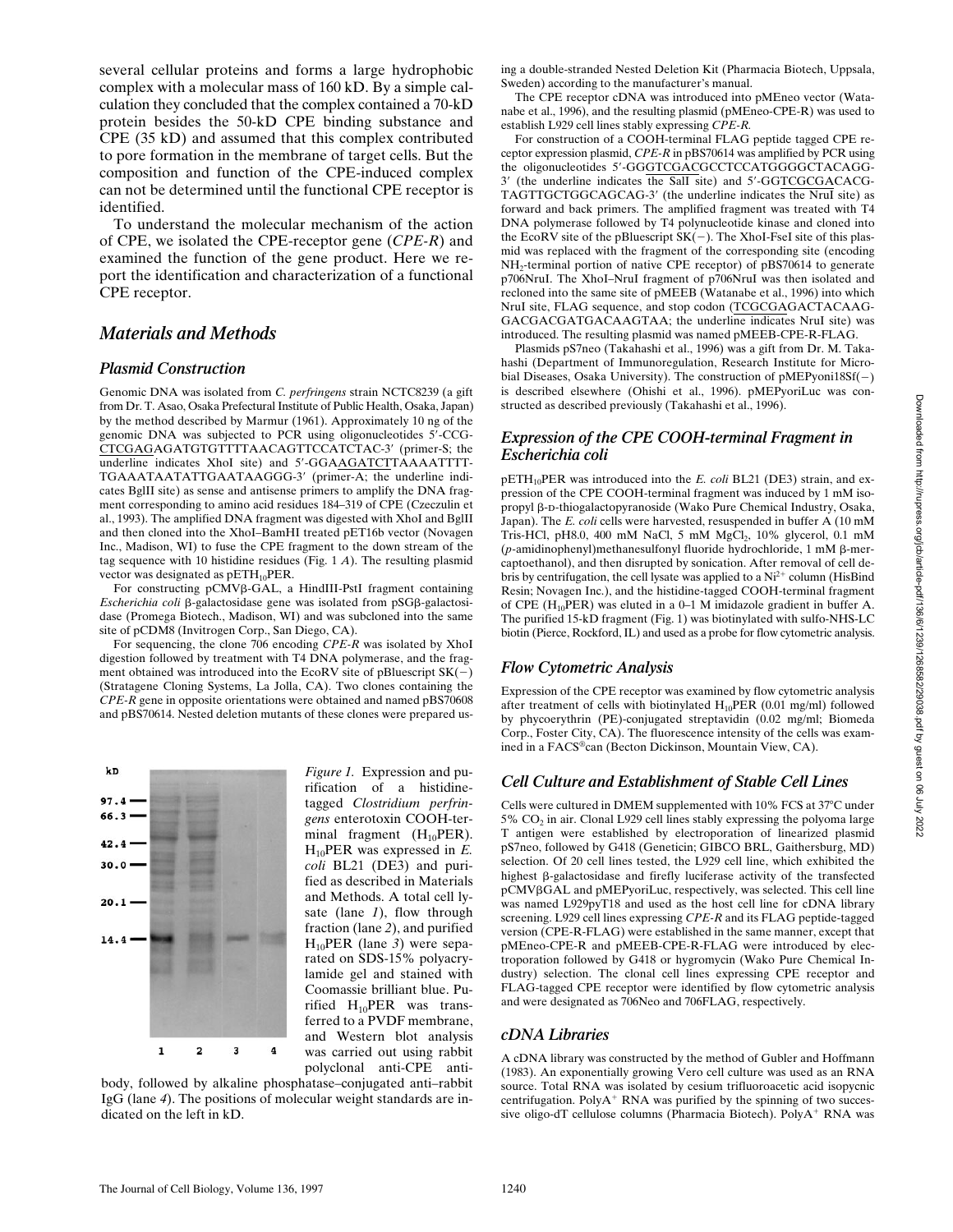several cellular proteins and forms a large hydrophobic complex with a molecular mass of 160 kD. By a simple calculation they concluded that the complex contained a 70-kD protein besides the 50-kD CPE binding substance and CPE (35 kD) and assumed that this complex contributed to pore formation in the membrane of target cells. But the composition and function of the CPE-induced complex can not be determined until the functional CPE receptor is identified.

To understand the molecular mechanism of the action of CPE, we isolated the CPE-receptor gene (*CPE-R*) and examined the function of the gene product. Here we report the identification and characterization of a functional CPE receptor.

## Materials and Methods

### Plasmid Construction

Genomic DNA was isolated from *C. perfringens* strain NCTC8239 (a gift from Dr. T. Asao, Osaka Prefectural Institute of Public Health, Osaka, Japan) by the method described by Marmur (1961). Approximately 10 ng of the genomic DNA was subjected to PCR using oligonucleotides 5′-CCG-CTCGAGAGATGTGTTTTAACAGTTCCATCTAC-3′ (primer-S; the underline indicates XhoI site) and 5′-GGAAGATCTTAAAATTTT-TGAAATAATATTGAATAAGGG-3′ (primer-A; the underline indicates BglII site) as sense and antisense primers to amplify the DNA fragment corresponding to amino acid residues 184–319 of CPE (Czeczulin et al., 1993). The amplified DNA fragment was digested with XhoI and BglII and then cloned into the XhoI–BamHI treated pET16b vector (Novagen Inc., Madison, WI) to fuse the CPE fragment to the down stream of the tag sequence with 10 histidine residues (Fig. 1 *A*). The resulting plasmid vector was designated as pETH$_{10}$PER.

For constructing pCMVβ-GAL, a HindIII-PstI fragment containing *Escherichia coli* β-galactosidase gene was isolated from pSGβ-galactosidase (Promega Biotech., Madison, WI) and was subcloned into the same site of pCDM8 (Invitrogen Corp., San Diego, CA).

For sequencing, the clone 706 encoding *CPE-R* was isolated by XhoI digestion followed by treatment with T4 DNA polymerase, and the fragment obtained was introduced into the EcoRV site of pBluescript SK(−) (Stratagene Cloning Systems, La Jolla, CA). Two clones containing the *CPE-R* gene in opposite orientations were obtained and named pBS70608 and pBS70614. Nested deletion mutants of these clones were prepared using a double-stranded Nested Deletion Kit (Pharmacia Biotech, Uppsala, Sweden) according to the manufacturer's manual.

The CPE receptor cDNA was introduced into pMEneo vector (Watanabe et al., 1996), and the resulting plasmid (pMEneo-CPE-R) was used to establish L929 cell lines stably expressing *CPE-R*.

For construction of a COOH-terminal FLAG peptide tagged CPE receptor expression plasmid, *CPE-R* in pBS70614 was amplified by PCR using the oligonucleotides 5′-GGGTCGACGCCTCCATGGGGCTACAGG-3′ (the underline indicates the SalI site) and 5′-GGTCGCGACACG-TAGTTGCTGGCAGCAG-3′ (the underline indicates the NruI site) as forward and back primers. The amplified fragment was treated with T4 DNA polymerase followed by T4 polynucleotide kinase and cloned into the EcoRV site of the pBluescript SK(−). The XhoI-FseI site of this plasmid was replaced with the fragment of the corresponding site (encoding $NH_2$-terminal portion of native CPE receptor) of pBS70614 to generate p706NruI. The XhoI–NruI fragment of p706NruI was then isolated and recloned into the same site of pMEEB (Watanabe et al., 1996) into which NruI site, FLAG sequence, and stop codon (TCGCGAGACTACAAG-GACGACGATGACAAGTAA; the underline indicates NruI site) was introduced. The resulting plasmid was named pMEEB-CPE-R-FLAG.

Plasmids pS7neo (Takahashi et al., 1996) was a gift from Dr. M. Takahashi (Department of Immunoregulation, Research Institute for Microbial Diseases, Osaka University). The construction of pMEPyoni18Sf(−) is described elsewhere (Ohishi et al., 1996). pMEPyoriLuc was constructed as described previously (Takahashi et al., 1996).

*Figure 1.* Expression and purification of a histidine-tagged *Clostridium perfringens* enterotoxin COOH-terminal fragment (H$_{10}$PER). H$_{10}$PER was expressed in *E. coli* BL21 (DE3) and purified as described in Materials and Methods. A total cell lysate (lane *1*), flow through fraction (lane *2*), and purified H$_{10}$PER (lane *3*) were separated on SDS-15% polyacrylamide gel and stained with Coomassie brilliant blue. Purified H$_{10}$PER was transferred to a PVDF membrane, and Western blot analysis was carried out using rabbit polyclonal anti-CPE antibody, followed by alkaline phosphatase–conjugated anti–rabbit IgG (lane *4*). The positions of molecular weight standards are indicated on the left in kD.

### Expression of the CPE COOH-terminal Fragment in Escherichia coli

pETH$_{10}$PER was introduced into the *E. coli* BL21 (DE3) strain, and expression of the CPE COOH-terminal fragment was induced by 1 mM isopropyl β-D-thiogalactopyranoside (Wako Pure Chemical Industry, Osaka, Japan). The *E. coli* cells were harvested, resuspended in buffer A (10 mM Tris-HCl, pH8.0, 400 mM NaCl, 5 mM $MgCl_2$, 10% glycerol, 0.1 mM (*p*-amidinophenyl)methanesulfonyl fluoride hydrochloride, 1 mM β-mercaptoethanol), and then disrupted by sonication. After removal of cell debris by centrifugation, the cell lysate was applied to a $Ni^{2+}$ column (HisBind Resin; Novagen Inc.), and the histidine-tagged COOH-terminal fragment of CPE (H$_{10}$PER) was eluted in a 0–1 M imidazole gradient in buffer A. The purified 15-kD fragment (Fig. 1) was biotinylated with sulfo-NHS-LC biotin (Pierce, Rockford, IL) and used as a probe for flow cytometric analysis.

### Flow Cytometric Analysis

Expression of the CPE receptor was examined by flow cytometric analysis after treatment of cells with biotinylated H$_{10}$PER (0.01 mg/ml) followed by phycoerythrin (PE)-conjugated streptavidin (0.02 mg/ml; Biomeda Corp., Foster City, CA). The fluorescence intensity of the cells was examined in a FACS®can (Becton Dickinson, Mountain View, CA).

### Cell Culture and Establishment of Stable Cell Lines

Cells were cultured in DMEM supplemented with 10% FCS at 37°C under 5% $CO_2$ in air. Clonal L929 cell lines stably expressing the polyoma large T antigen were established by electroporation of linearized plasmid pS7neo, followed by G418 (Geneticin; GIBCO BRL, Gaithersburg, MD) selection. Of 20 cell lines tested, the L929 cell line, which exhibited the highest β-galactosidase and firefly luciferase activity of the transfected pCMVβGAL and pMEPyoriLuc, respectively, was selected. This cell line was named L929pyT18 and used as the host cell line for cDNA library screening. L929 cell lines expressing *CPE-R* and its FLAG peptide-tagged version (CPE-R-FLAG) were established in the same manner, except that pMEneo-CPE-R and pMEEB-CPE-R-FLAG were introduced by electroporation followed by G418 or hygromycin (Wako Pure Chemical Industry) selection. The clonal cell lines expressing CPE receptor and FLAG-tagged CPE receptor were identified by flow cytometric analysis and were designated as 706Neo and 706FLAG, respectively.

### cDNA Libraries

A cDNA library was constructed by the method of Gubler and Hoffmann (1983). An exponentially growing Vero cell culture was used as an RNA source. Total RNA was isolated by cesium trifluoroacetic acid isopycnic centrifugation. Poly$A^+$ RNA was purified by the spinning of two successive oligo-dT cellulose columns (Pharmacia Biotech). Poly$A^+$ RNA was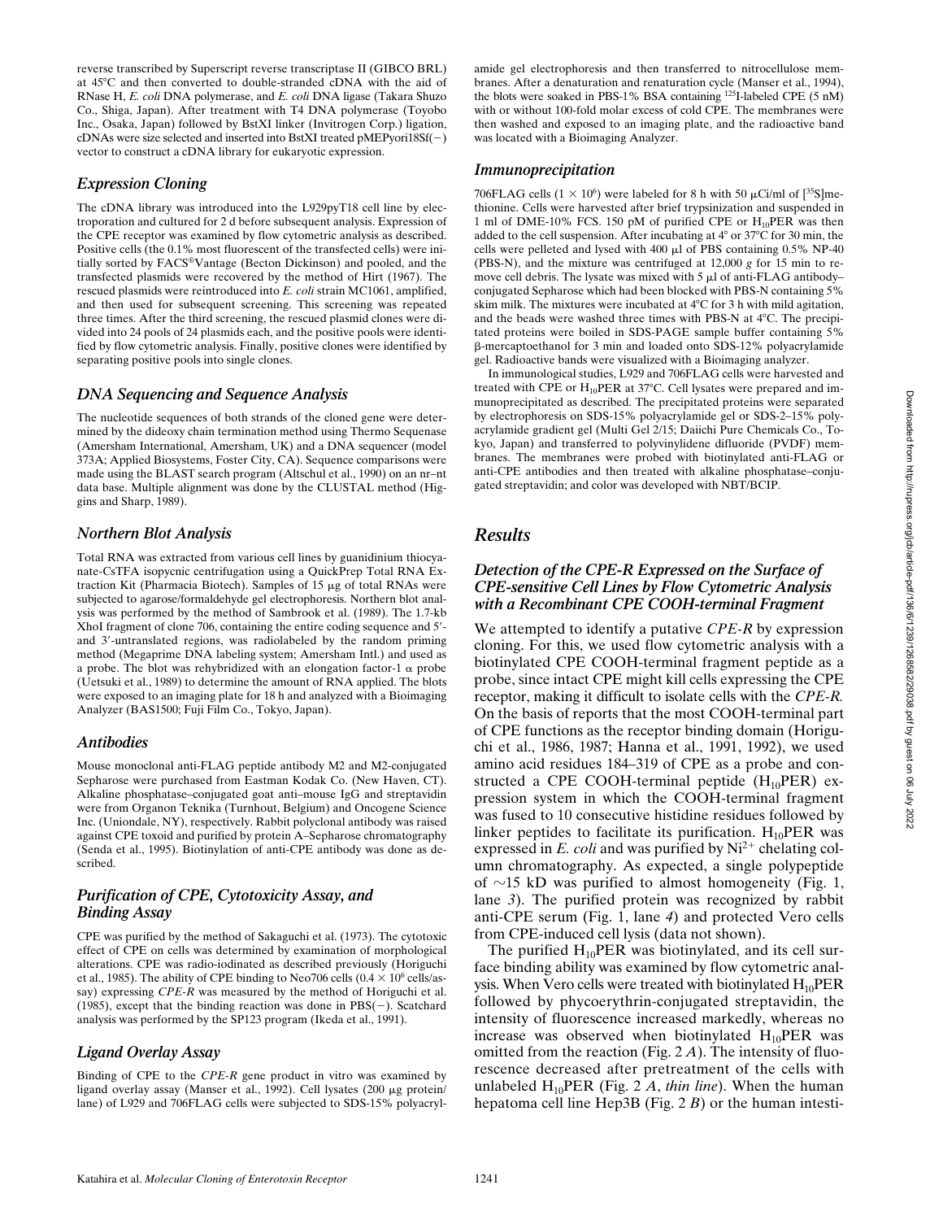reverse transcribed by Superscript reverse transcriptase II (GIBCO BRL) at 45°C and then converted to double-stranded cDNA with the aid of RNase H, *E. coli* DNA polymerase, and *E. coli* DNA ligase (Takara Shuzo Co., Shiga, Japan). After treatment with T4 DNA polymerase (Toyobo Inc., Osaka, Japan) followed by BstXI linker (Invitrogen Corp.) ligation, cDNAs were size selected and inserted into BstXI treated pMEPyori18Sf(−) vector to construct a cDNA library for eukaryotic expression.

### Expression Cloning

The cDNA library was introduced into the L929pyT18 cell line by electroporation and cultured for 2 d before subsequent analysis. Expression of the CPE receptor was examined by flow cytometric analysis as described. Positive cells (the 0.1% most fluorescent of the transfected cells) were initially sorted by FACS®Vantage (Becton Dickinson) and pooled, and the transfected plasmids were recovered by the method of Hirt (1967). The rescued plasmids were reintroduced into *E. coli* strain MC1061, amplified, and then used for subsequent screening. This screening was repeated three times. After the third screening, the rescued plasmid clones were divided into 24 pools of 24 plasmids each, and the positive pools were identified by flow cytometric analysis. Finally, positive clones were identified by separating positive pools into single clones.

### DNA Sequencing and Sequence Analysis

The nucleotide sequences of both strands of the cloned gene were determined by the dideoxy chain termination method using Thermo Sequenase (Amersham International, Amersham, UK) and a DNA sequencer (model 373A; Applied Biosystems, Foster City, CA). Sequence comparisons were made using the BLAST search program (Altschul et al., 1990) on an nr–nt data base. Multiple alignment was done by the CLUSTAL method (Higgins and Sharp, 1989).

### Northern Blot Analysis

Total RNA was extracted from various cell lines by guanidinium thiocyanate-CsTFA isopycnic centrifugation using a QuickPrep Total RNA Extraction Kit (Pharmacia Biotech). Samples of 15 μg of total RNAs were subjected to agarose/formaldehyde gel electrophoresis. Northern blot analysis was performed by the method of Sambrook et al. (1989). The 1.7-kb XhoI fragment of clone 706, containing the entire coding sequence and 5′- and 3′-untranslated regions, was radiolabeled by the random priming method (Megaprime DNA labeling system; Amersham Intl.) and used as a probe. The blot was rehybridized with an elongation factor-1 α probe (Uetsuki et al., 1989) to determine the amount of RNA applied. The blots were exposed to an imaging plate for 18 h and analyzed with a Bioimaging Analyzer (BAS1500; Fuji Film Co., Tokyo, Japan).

### Antibodies

Mouse monoclonal anti-FLAG peptide antibody M2 and M2-conjugated Sepharose were purchased from Eastman Kodak Co. (New Haven, CT). Alkaline phosphatase–conjugated goat anti–mouse IgG and streptavidin were from Organon Teknika (Turnhout, Belgium) and Oncogene Science Inc. (Uniondale, NY), respectively. Rabbit polyclonal antibody was raised against CPE toxoid and purified by protein A–Sepharose chromatography (Senda et al., 1995). Biotinylation of anti-CPE antibody was done as described.

### Purification of CPE, Cytotoxicity Assay, and Binding Assay

CPE was purified by the method of Sakaguchi et al. (1973). The cytotoxic effect of CPE on cells was determined by examination of morphological alterations. CPE was radio-iodinated as described previously (Horiguchi et al., 1985). The ability of CPE binding to Neo706 cells ($0.4 \times 10^6$ cells/assay) expressing *CPE-R* was measured by the method of Horiguchi et al. (1985), except that the binding reaction was done in PBS(−). Scatchard analysis was performed by the SP123 program (Ikeda et al., 1991).

### Ligand Overlay Assay

Binding of CPE to the *CPE-R* gene product in vitro was examined by ligand overlay assay (Manser et al., 1992). Cell lysates (200 μg protein/lane) of L929 and 706FLAG cells were subjected to SDS-15% polyacrylamide gel electrophoresis and then transferred to nitrocellulose membranes. After a denaturation and renaturation cycle (Manser et al., 1994), the blots were soaked in PBS-1% BSA containing $^{125}$I-labeled CPE (5 nM) with or without 100-fold molar excess of cold CPE. The membranes were then washed and exposed to an imaging plate, and the radioactive band was located with a Bioimaging Analyzer.

### Immunoprecipitation

706FLAG cells ($1 \times 10^6$) were labeled for 8 h with 50 μCi/ml of [$^{35}$S]methionine. Cells were harvested after brief trypsinization and suspended in 1 ml of DME-10% FCS. 150 pM of purified CPE or $H_{10}$PER was then added to the cell suspension. After incubating at 4° or 37°C for 30 min, the cells were pelleted and lysed with 400 μl of PBS containing 0.5% NP-40 (PBS-N), and the mixture was centrifuged at 12,000 *g* for 15 min to remove cell debris. The lysate was mixed with 5 μl of anti-FLAG antibody–conjugated Sepharose which had been blocked with PBS-N containing 5% skim milk. The mixtures were incubated at 4°C for 3 h with mild agitation, and the beads were washed three times with PBS-N at 4°C. The precipitated proteins were boiled in SDS-PAGE sample buffer containing 5% β-mercaptoethanol for 3 min and loaded onto SDS-12% polyacrylamide gel. Radioactive bands were visualized with a Bioimaging analyzer.

In immunological studies, L929 and 706FLAG cells were harvested and treated with CPE or $H_{10}$PER at 37°C. Cell lysates were prepared and immunoprecipitated as described. The precipitated proteins were separated by electrophoresis on SDS-15% polyacrylamide gel or SDS-2–15% polyacrylamide gradient gel (Multi Gel 2/15; Daiichi Pure Chemicals Co., Tokyo, Japan) and transferred to polyvinylidene difluoride (PVDF) membranes. The membranes were probed with biotinylated anti-FLAG or anti-CPE antibodies and then treated with alkaline phosphatase–conjugated streptavidin; and color was developed with NBT/BCIP.

## Results

### Detection of the CPE-R Expressed on the Surface of CPE-sensitive Cell Lines by Flow Cytometric Analysis with a Recombinant CPE COOH-terminal Fragment

We attempted to identify a putative *CPE-R* by expression cloning. For this, we used flow cytometric analysis with a biotinylated CPE COOH-terminal fragment peptide as a probe, since intact CPE might kill cells expressing the CPE receptor, making it difficult to isolate cells with the *CPE-R.* On the basis of reports that the most COOH-terminal part of CPE functions as the receptor binding domain (Horiguchi et al., 1986, 1987; Hanna et al., 1991, 1992), we used amino acid residues 184–319 of CPE as a probe and constructed a CPE COOH-terminal peptide ($H_{10}$PER) expression system in which the COOH-terminal fragment was fused to 10 consecutive histidine residues followed by linker peptides to facilitate its purification. $H_{10}$PER was expressed in *E. coli* and was purified by $Ni^{2+}$ chelating column chromatography. As expected, a single polypeptide of ~15 kD was purified to almost homogeneity (Fig. 1, lane *3*). The purified protein was recognized by rabbit anti-CPE serum (Fig. 1, lane *4*) and protected Vero cells from CPE-induced cell lysis (data not shown).

The purified $H_{10}$PER was biotinylated, and its cell surface binding ability was examined by flow cytometric analysis. When Vero cells were treated with biotinylated $H_{10}$PER followed by phycoerythrin-conjugated streptavidin, the intensity of fluorescence increased markedly, whereas no increase was observed when biotinylated $H_{10}$PER was omitted from the reaction (Fig. 2 *A*). The intensity of fluorescence decreased after pretreatment of the cells with unlabeled $H_{10}$PER (Fig. 2 *A*, *thin line*). When the human hepatoma cell line Hep3B (Fig. 2 *B*) or the human intesti-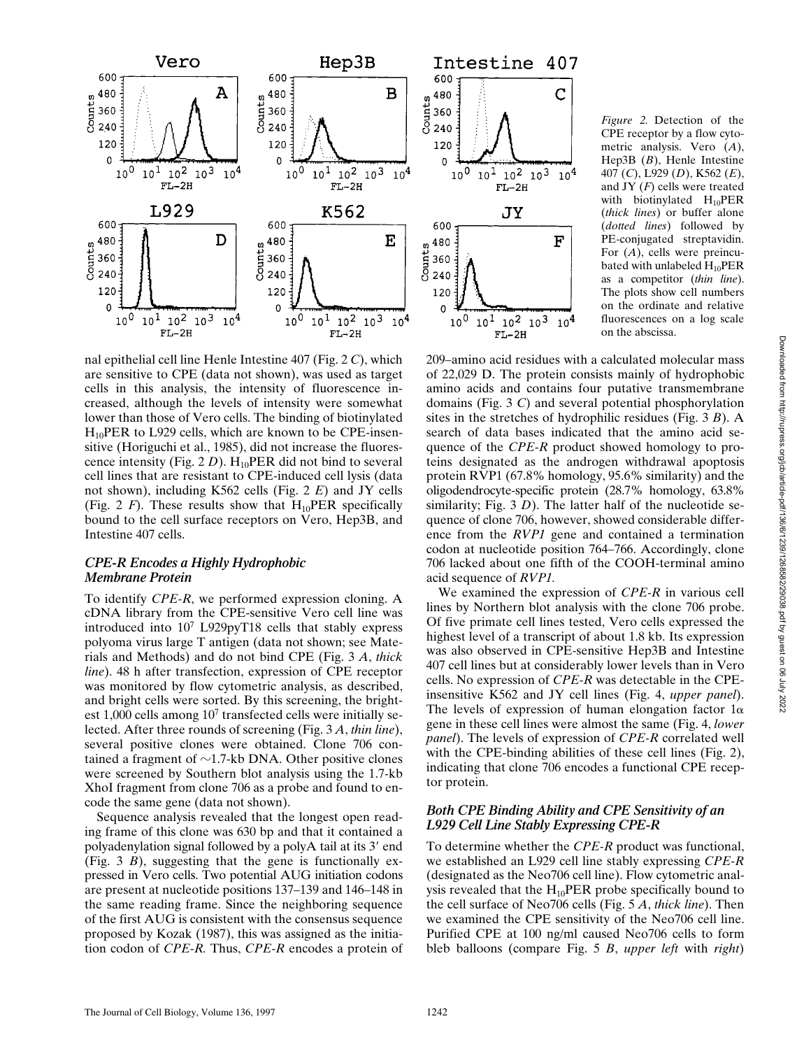*Figure 2.* Detection of the CPE receptor by a flow cytometric analysis. Vero (*A*), Hep3B (*B*), Henle Intestine 407 (*C*), L929 (*D*), K562 (*E*), and JY (*F*) cells were treated with biotinylated $H_{10}$PER (*thick lines*) or buffer alone (*dotted lines*) followed by PE-conjugated streptavidin. For (*A*), cells were preincubated with unlabeled $H_{10}$PER as a competitor (*thin line*). The plots show cell numbers on the ordinate and relative fluorescences on a log scale on the abscissa.

nal epithelial cell line Henle Intestine 407 (Fig. 2 *C*), which are sensitive to CPE (data not shown), was used as target cells in this analysis, the intensity of fluorescence increased, although the levels of intensity were somewhat lower than those of Vero cells. The binding of biotinylated $H_{10}$PER to L929 cells, which are known to be CPE-insensitive (Horiguchi et al., 1985), did not increase the fluorescence intensity (Fig. 2 *D*). $H_{10}$PER did not bind to several cell lines that are resistant to CPE-induced cell lysis (data not shown), including K562 cells (Fig. 2 *E*) and JY cells (Fig. 2 *F*). These results show that $H_{10}$PER specifically bound to the cell surface receptors on Vero, Hep3B, and Intestine 407 cells.

### *CPE-R Encodes a Highly Hydrophobic Membrane Protein*

To identify *CPE-R*, we performed expression cloning. A cDNA library from the CPE-sensitive Vero cell line was introduced into $10^7$ L929pyT18 cells that stably express polyoma virus large T antigen (data not shown; see Materials and Methods) and do not bind CPE (Fig. 3 *A*, *thick line*). 48 h after transfection, expression of CPE receptor was monitored by flow cytometric analysis, as described, and bright cells were sorted. By this screening, the brightest 1,000 cells among $10^7$ transfected cells were initially selected. After three rounds of screening (Fig. 3 *A*, *thin line*), several positive clones were obtained. Clone 706 contained a fragment of ~1.7-kb DNA. Other positive clones were screened by Southern blot analysis using the 1.7-kb XhoI fragment from clone 706 as a probe and found to encode the same gene (data not shown).

Sequence analysis revealed that the longest open reading frame of this clone was 630 bp and that it contained a polyadenylation signal followed by a polyA tail at its 3′ end (Fig. 3 *B*), suggesting that the gene is functionally expressed in Vero cells. Two potential AUG initiation codons are present at nucleotide positions 137–139 and 146–148 in the same reading frame. Since the neighboring sequence of the first AUG is consistent with the consensus sequence proposed by Kozak (1987), this was assigned as the initiation codon of *CPE-R.* Thus, *CPE-R* encodes a protein of 209–amino acid residues with a calculated molecular mass of 22,029 D. The protein consists mainly of hydrophobic amino acids and contains four putative transmembrane domains (Fig. 3 *C*) and several potential phosphorylation sites in the stretches of hydrophilic residues (Fig. 3 *B*). A search of data bases indicated that the amino acid sequence of the *CPE-R* product showed homology to proteins designated as the androgen withdrawal apoptosis protein RVP1 (67.8% homology, 95.6% similarity) and the oligodendrocyte-specific protein (28.7% homology, 63.8% similarity; Fig. 3 *D*). The latter half of the nucleotide sequence of clone 706, however, showed considerable difference from the *RVP1* gene and contained a termination codon at nucleotide position 764–766. Accordingly, clone 706 lacked about one fifth of the COOH-terminal amino acid sequence of *RVP1.*

We examined the expression of *CPE-R* in various cell lines by Northern blot analysis with the clone 706 probe. Of five primate cell lines tested, Vero cells expressed the highest level of a transcript of about 1.8 kb. Its expression was also observed in CPE-sensitive Hep3B and Intestine 407 cell lines but at considerably lower levels than in Vero cells. No expression of *CPE-R* was detectable in the CPE-insensitive K562 and JY cell lines (Fig. 4, *upper panel*). The levels of expression of human elongation factor 1α gene in these cell lines were almost the same (Fig. 4, *lower panel*). The levels of expression of *CPE-R* correlated well with the CPE-binding abilities of these cell lines (Fig. 2), indicating that clone 706 encodes a functional CPE receptor protein.

### *Both CPE Binding Ability and CPE Sensitivity of an L929 Cell Line Stably Expressing CPE-R*

To determine whether the *CPE-R* product was functional, we established an L929 cell line stably expressing *CPE-R* (designated as the Neo706 cell line). Flow cytometric analysis revealed that the $H_{10}$PER probe specifically bound to the cell surface of Neo706 cells (Fig. 5 *A*, *thick line*). Then we examined the CPE sensitivity of the Neo706 cell line. Purified CPE at 100 ng/ml caused Neo706 cells to form bleb balloons (compare Fig. 5 *B*, *upper left* with *right*)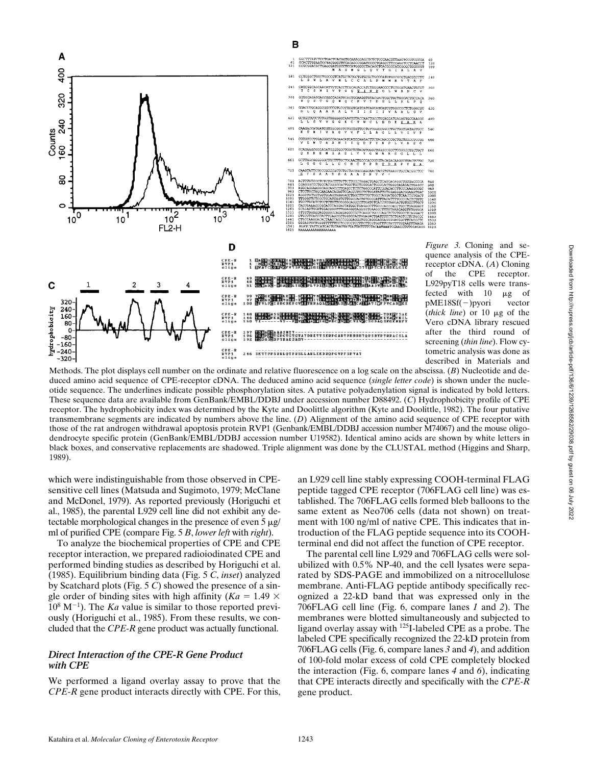*Figure 3.* Cloning and sequence analysis of the CPE-receptor cDNA. (*A*) Cloning of the CPE receptor. L929pyT18 cells were transfected with 10 μg of pME18Sf(−)pyori vector (*thick line*) or 10 μg of the Vero cDNA library rescued after the third round of screening (*thin line*). Flow cytometric analysis was done as described in Materials and Methods. The plot displays cell number on the ordinate and relative fluorescence on a log scale on the abscissa. (*B*) Nucleotide and deduced amino acid sequence of CPE-receptor cDNA. The deduced amino acid sequence (*single letter code*) is shown under the nucleotide sequence. The underlines indicate possible phosphorylation sites. A putative polyadenylation signal is indicated by bold letters. These sequence data are available from GenBank/EMBL/DDBJ under accession number D88492. (*C*) Hydrophobicity profile of CPE receptor. The hydrophobicity index was determined by the Kyte and Doolittle algorithm (Kyte and Doolittle, 1982). The four putative transmembrane segments are indicated by numbers above the line. (*D*) Alignment of the amino acid sequence of CPE receptor with those of the rat androgen withdrawal apoptosis protein RVP1 (Genbank/EMBL/DDBJ accession number M74067) and the mouse oligodendrocyte specific protein (GenBank/EMBL/DDBJ accession number U19582). Identical amino acids are shown by white letters in black boxes, and conservative replacements are shadowed. Triple alignment was done by the CLUSTAL method (Higgins and Sharp, 1989).

which were indistinguishable from those observed in CPE-sensitive cell lines (Matsuda and Sugimoto, 1979; McClane and McDonel, 1979). As reported previously (Horiguchi et al., 1985), the parental L929 cell line did not exhibit any detectable morphological changes in the presence of even 5 μg/ml of purified CPE (compare Fig. 5 *B*, *lower left* with *right*).

To analyze the biochemical properties of CPE and CPE receptor interaction, we prepared radioiodinated CPE and performed binding studies as described by Horiguchi et al. (1985). Equilibrium binding data (Fig. 5 *C*, *inset*) analyzed by Scatchard plots (Fig. 5 *C*) showed the presence of a single order of binding sites with high affinity ($Ka = 1.49 \times 10^8\ M^{-1}$). The *Ka* value is similar to those reported previously (Horiguchi et al., 1985). From these results, we concluded that the *CPE-R* gene product was actually functional.

### *Direct Interaction of the CPE-R Gene Product with CPE*

We performed a ligand overlay assay to prove that the *CPE-R* gene product interacts directly with CPE. For this, an L929 cell line stably expressing COOH-terminal FLAG peptide tagged CPE receptor (706FLAG cell line) was established. The 706FLAG cells formed bleb balloons to the same extent as Neo706 cells (data not shown) on treatment with 100 ng/ml of native CPE. This indicates that introduction of the FLAG peptide sequence into its COOH-terminal end did not affect the function of CPE receptor.

The parental cell line L929 and 706FLAG cells were solubilized with 0.5% NP-40, and the cell lysates were separated by SDS-PAGE and immobilized on a nitrocellulose membrane. Anti-FLAG peptide antibody specifically recognized a 22-kD band that was expressed only in the 706FLAG cell line (Fig. 6, compare lanes *1* and *2*). The membranes were blotted simultaneously and subjected to ligand overlay assay with $^{125}$I-labeled CPE as a probe. The labeled CPE specifically recognized the 22-kD protein from 706FLAG cells (Fig. 6, compare lanes *3* and *4*), and addition of 100-fold molar excess of cold CPE completely blocked the interaction (Fig. 6, compare lanes *4* and *6*), indicating that CPE interacts directly and specifically with the *CPE-R* gene product.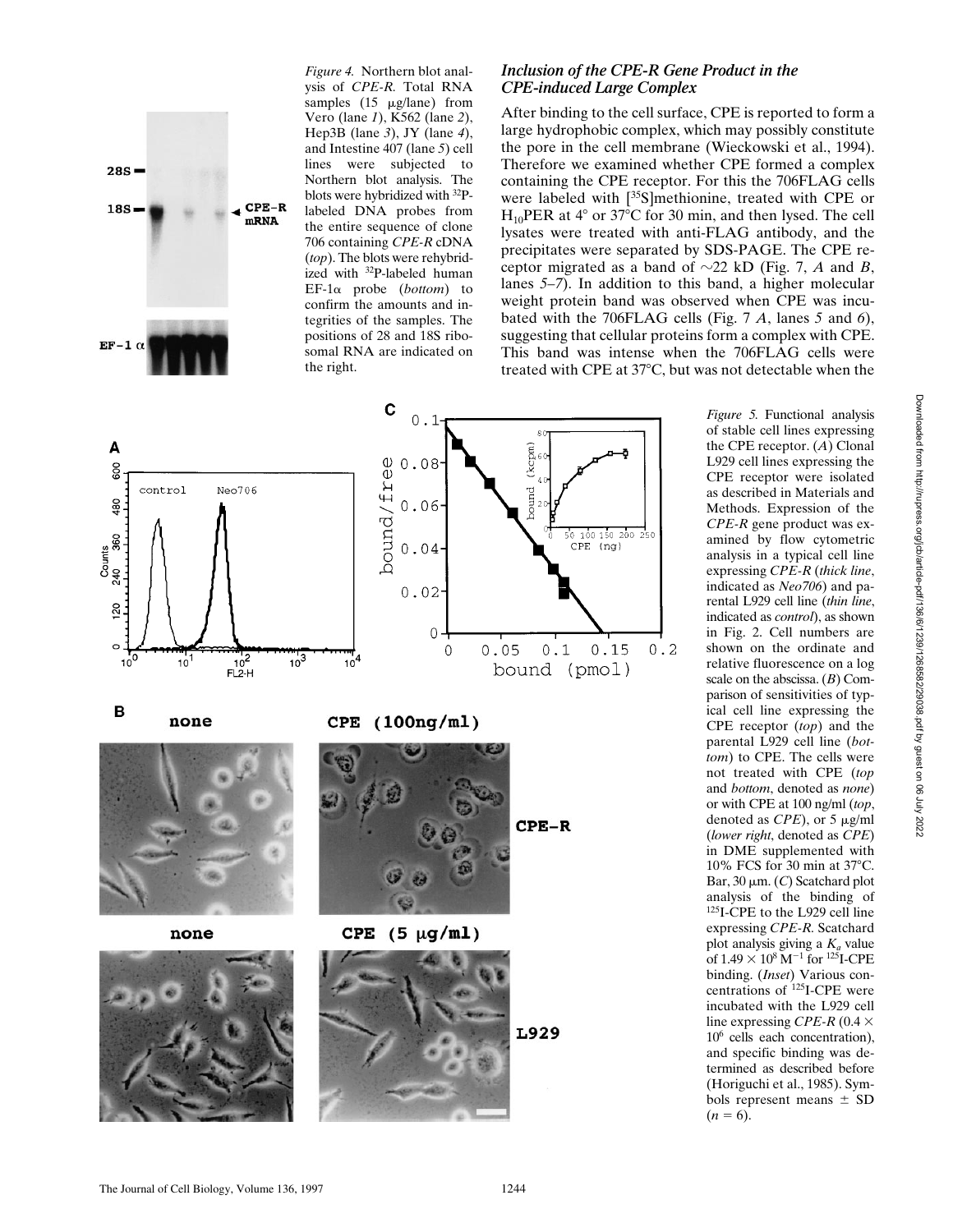*Figure 4.* Northern blot analysis of *CPE-R*. Total RNA samples (15 μg/lane) from Vero (lane *1*), K562 (lane *2*), Hep3B (lane *3*), JY (lane *4*), and Intestine 407 (lane *5*) cell lines were subjected to Northern blot analysis. The blots were hybridized with $^{32}$P-labeled DNA probes from the entire sequence of clone 706 containing *CPE-R* cDNA (*top*). The blots were rehybridized with $^{32}$P-labeled human EF-1α probe (*bottom*) to confirm the amounts and integrities of the samples. The positions of 28 and 18S ribosomal RNA are indicated on the right.

### *Inclusion of the CPE-R Gene Product in the CPE-induced Large Complex*

After binding to the cell surface, CPE is reported to form a large hydrophobic complex, which may possibly constitute the pore in the cell membrane (Wieckowski et al., 1994). Therefore we examined whether CPE formed a complex containing the CPE receptor. For this the 706FLAG cells were labeled with [$^{35}$S]methionine, treated with CPE or $H_{10}$PER at 4° or 37°C for 30 min, and then lysed. The cell lysates were treated with anti-FLAG antibody, and the precipitates were separated by SDS-PAGE. The CPE receptor migrated as a band of ~22 kD (Fig. 7, *A* and *B*, lanes *5–7*). In addition to this band, a higher molecular weight protein band was observed when CPE was incubated with the 706FLAG cells (Fig. 7 *A*, lanes *5* and *6*), suggesting that cellular proteins form a complex with CPE. This band was intense when the 706FLAG cells were treated with CPE at 37°C, but was not detectable when the

*Figure 5.* Functional analysis of stable cell lines expressing the CPE receptor. (*A*) Clonal L929 cell lines expressing the CPE receptor were isolated as described in Materials and Methods. Expression of the *CPE-R* gene product was examined by flow cytometric analysis in a typical cell line expressing *CPE-R* (*thick line*, indicated as *Neo706*) and parental L929 cell line (*thin line*, indicated as *control*), as shown in Fig. 2. Cell numbers are shown on the ordinate and relative fluorescence on a log scale on the abscissa. (*B*) Comparison of sensitivities of typical cell line expressing the CPE receptor (*top*) and the parental L929 cell line (*bottom*) to CPE. The cells were not treated with CPE (*top* and *bottom*, denoted as *none*) or with CPE at 100 ng/ml (*top*, denoted as *CPE*), or 5 μg/ml (*lower right*, denoted as *CPE*) in DME supplemented with 10% FCS for 30 min at 37°C. Bar, 30 μm. (*C*) Scatchard plot analysis of the binding of $^{125}$I-CPE to the L929 cell line expressing *CPE-R*. Scatchard plot analysis giving a $K_a$ value of $1.49 \times 10^8$ M$^{-1}$ for $^{125}$I-CPE binding. (*Inset*) Various concentrations of $^{125}$I-CPE were incubated with the L929 cell line expressing *CPE-R* ($0.4 \times 10^6$ cells each concentration), and specific binding was determined as described before (Horiguchi et al., 1985). Symbols represent means ± SD ($n = 6$).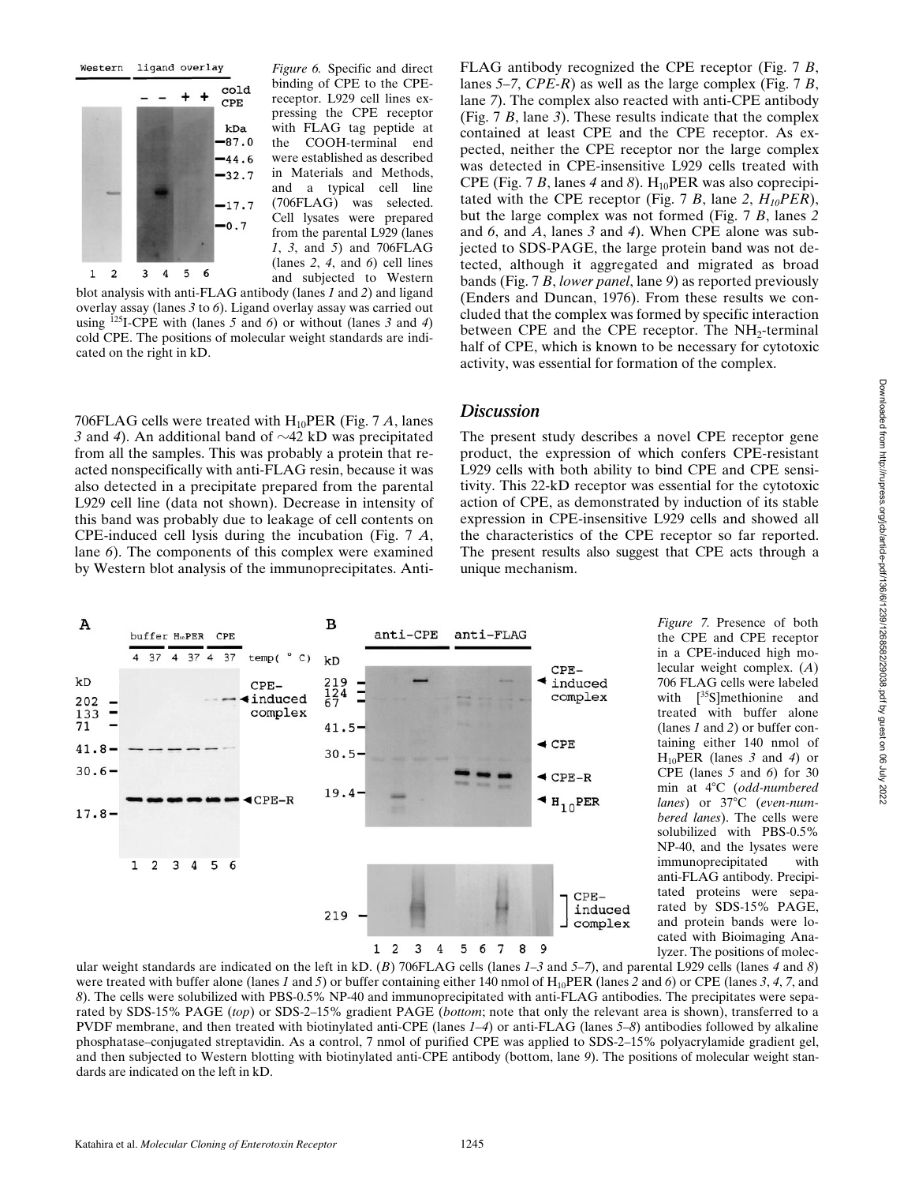*Figure 6.* Specific and direct binding of CPE to the CPE-receptor. L929 cell lines expressing the CPE receptor with FLAG tag peptide at the COOH-terminal end were established as described in Materials and Methods, and a typical cell line (706FLAG) was selected. Cell lysates were prepared from the parental L929 (lanes *1*, *3*, and *5*) and 706FLAG (lanes *2*, *4*, and *6*) cell lines and subjected to Western blot analysis with anti-FLAG antibody (lanes *1* and *2*) and ligand overlay assay (lanes *3* to *6*). Ligand overlay assay was carried out using $^{125}$I-CPE with (lanes *5* and *6*) or without (lanes *3* and *4*) cold CPE. The positions of molecular weight standards are indicated on the right in kD.

706FLAG cells were treated with $H_{10}$PER (Fig. 7 *A*, lanes *3* and *4*). An additional band of ~42 kD was precipitated from all the samples. This was probably a protein that reacted nonspecifically with anti-FLAG resin, because it was also detected in a precipitate prepared from the parental L929 cell line (data not shown). Decrease in intensity of this band was probably due to leakage of cell contents on CPE-induced cell lysis during the incubation (Fig. 7 *A*, lane *6*). The components of this complex were examined by Western blot analysis of the immunoprecipitates. Anti-FLAG antibody recognized the CPE receptor (Fig. 7 *B*, lanes *5–7*, *CPE-R*) as well as the large complex (Fig. 7 *B*, lane *7*). The complex also reacted with anti-CPE antibody (Fig. 7 *B*, lane *3*). These results indicate that the complex contained at least CPE and the CPE receptor. As expected, neither the CPE receptor nor the large complex was detected in CPE-insensitive L929 cells treated with CPE (Fig. 7 *B*, lanes *4* and *8*). $H_{10}$PER was also coprecipitated with the CPE receptor (Fig. 7 *B*, lane *2*, *$H_{10}$PER*), but the large complex was not formed (Fig. 7 *B*, lanes *2* and *6*, and *A*, lanes *3* and *4*). When CPE alone was subjected to SDS-PAGE, the large protein band was not detected, although it aggregated and migrated as broad bands (Fig. 7 *B*, *lower panel*, lane *9*) as reported previously (Enders and Duncan, 1976). From these results we concluded that the complex was formed by specific interaction between CPE and the CPE receptor. The $NH_2$-terminal half of CPE, which is known to be necessary for cytotoxic activity, was essential for formation of the complex.

## *Discussion*

The present study describes a novel CPE receptor gene product, the expression of which confers CPE-resistant L929 cells with both ability to bind CPE and CPE sensitivity. This 22-kD receptor was essential for the cytotoxic action of CPE, as demonstrated by induction of its stable expression in CPE-insensitive L929 cells and showed all the characteristics of the CPE receptor so far reported. The present results also suggest that CPE acts through a unique mechanism.

*Figure 7.* Presence of both the CPE and CPE receptor in a CPE-induced high molecular weight complex. (*A*) 706 FLAG cells were labeled with [$^{35}$S]methionine and treated with buffer alone (lanes *1* and *2*) or buffer containing either 140 nmol of $H_{10}$PER (lanes *3* and *4*) or CPE (lanes *5* and *6*) for 30 min at 4°C (*odd-numbered lanes*) or 37°C (*even-numbered lanes*). The cells were solubilized with PBS-0.5% NP-40, and the lysates were immunoprecipitated with anti-FLAG antibody. Precipitated proteins were separated by SDS-15% PAGE, and protein bands were located with Bioimaging Analyzer. The positions of molecular weight standards are indicated on the left in kD. (*B*) 706FLAG cells (lanes *1–3* and *5–7*), and parental L929 cells (lanes *4* and *8*) were treated with buffer alone (lanes *1* and *5*) or buffer containing either 140 nmol of $H_{10}$PER (lanes *2* and *6*) or CPE (lanes *3*, *4*, *7*, and *8*). The cells were solubilized with PBS-0.5% NP-40 and immunoprecipitated with anti-FLAG antibodies. The precipitates were separated by SDS-15% PAGE (*top*) or SDS-2–15% gradient PAGE (*bottom*; note that only the relevant area is shown), transferred to a PVDF membrane, and then treated with biotinylated anti-CPE (lanes *1–4*) or anti-FLAG (lanes *5–8*) antibodies followed by alkaline phosphatase–conjugated streptavidin. As a control, 7 nmol of purified CPE was applied to SDS-2–15% polyacrylamide gradient gel, and then subjected to Western blotting with biotinylated anti-CPE antibody (bottom, lane *9*). The positions of molecular weight standards are indicated on the left in kD.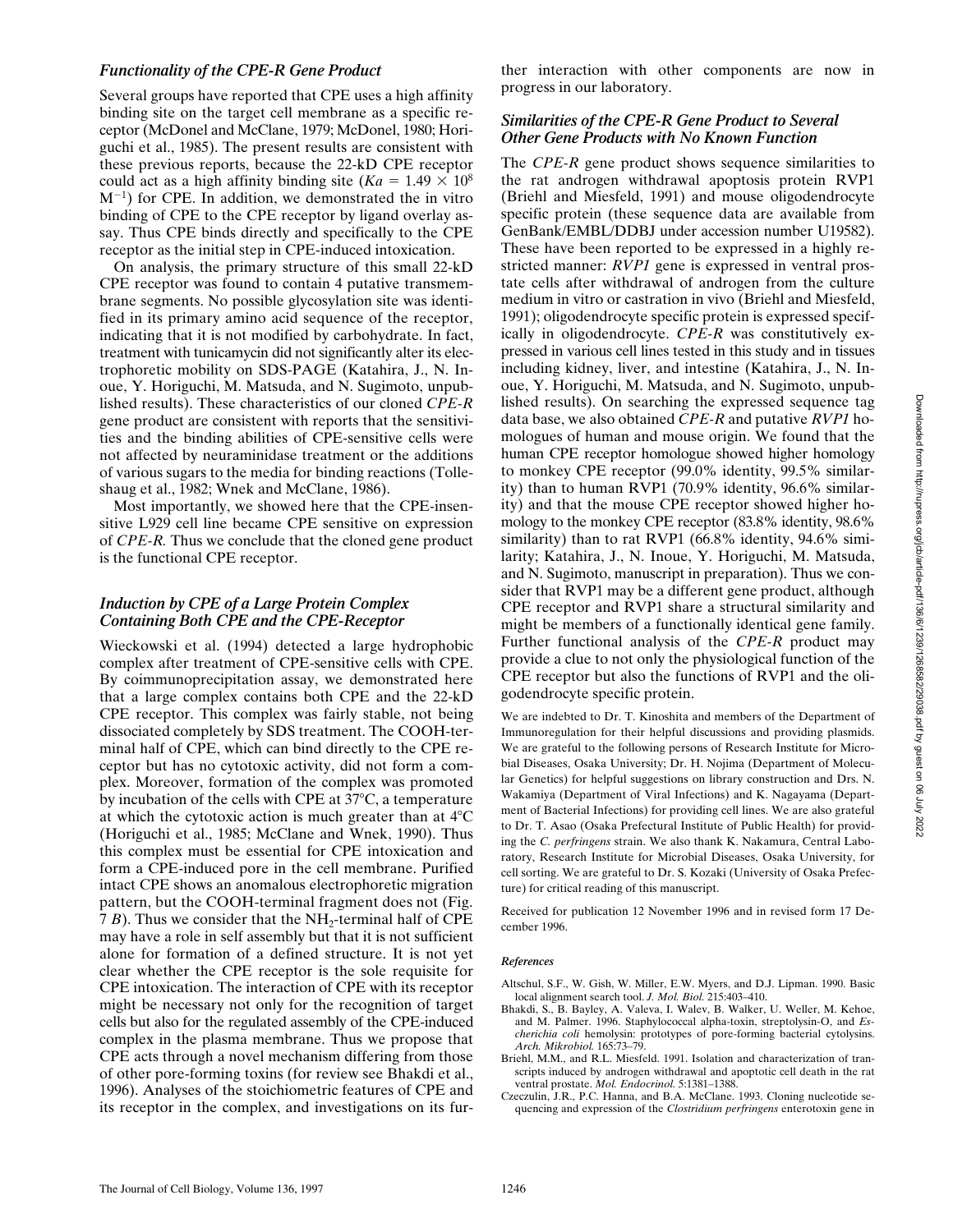### *Functionality of the CPE-R Gene Product*

Several groups have reported that CPE uses a high affinity binding site on the target cell membrane as a specific receptor (McDonel and McClane, 1979; McDonel, 1980; Horiguchi et al., 1985). The present results are consistent with these previous reports, because the 22-kD CPE receptor could act as a high affinity binding site ($Ka = 1.49 \times 10^8$ $M^{-1}$) for CPE. In addition, we demonstrated the in vitro binding of CPE to the CPE receptor by ligand overlay assay. Thus CPE binds directly and specifically to the CPE receptor as the initial step in CPE-induced intoxication.

On analysis, the primary structure of this small 22-kD CPE receptor was found to contain 4 putative transmembrane segments. No possible glycosylation site was identified in its primary amino acid sequence of the receptor, indicating that it is not modified by carbohydrate. In fact, treatment with tunicamycin did not significantly alter its electrophoretic mobility on SDS-PAGE (Katahira, J., N. Inoue, Y. Horiguchi, M. Matsuda, and N. Sugimoto, unpublished results). These characteristics of our cloned *CPE-R* gene product are consistent with reports that the sensitivities and the binding abilities of CPE-sensitive cells were not affected by neuraminidase treatment or the additions of various sugars to the media for binding reactions (Tolleshaug et al., 1982; Wnek and McClane, 1986).

Most importantly, we showed here that the CPE-insensitive L929 cell line became CPE sensitive on expression of *CPE-R*. Thus we conclude that the cloned gene product is the functional CPE receptor.

### *Induction by CPE of a Large Protein Complex Containing Both CPE and the CPE-Receptor*

Wieckowski et al. (1994) detected a large hydrophobic complex after treatment of CPE-sensitive cells with CPE. By coimmunoprecipitation assay, we demonstrated here that a large complex contains both CPE and the 22-kD CPE receptor. This complex was fairly stable, not being dissociated completely by SDS treatment. The COOH-terminal half of CPE, which can bind directly to the CPE receptor but has no cytotoxic activity, did not form a complex. Moreover, formation of the complex was promoted by incubation of the cells with CPE at 37°C, a temperature at which the cytotoxic action is much greater than at 4°C (Horiguchi et al., 1985; McClane and Wnek, 1990). Thus this complex must be essential for CPE intoxication and form a CPE-induced pore in the cell membrane. Purified intact CPE shows an anomalous electrophoretic migration pattern, but the COOH-terminal fragment does not (Fig. 7 *B*). Thus we consider that the $NH_2$-terminal half of CPE may have a role in self assembly but that it is not sufficient alone for formation of a defined structure. It is not yet clear whether the CPE receptor is the sole requisite for CPE intoxication. The interaction of CPE with its receptor might be necessary not only for the recognition of target cells but also for the regulated assembly of the CPE-induced complex in the plasma membrane. Thus we propose that CPE acts through a novel mechanism differing from those of other pore-forming toxins (for review see Bhakdi et al., 1996). Analyses of the stoichiometric features of CPE and its receptor in the complex, and investigations on its further interaction with other components are now in progress in our laboratory.

### *Similarities of the CPE-R Gene Product to Several Other Gene Products with No Known Function*

The *CPE-R* gene product shows sequence similarities to the rat androgen withdrawal apoptosis protein RVP1 (Briehl and Miesfeld, 1991) and mouse oligodendrocyte specific protein (these sequence data are available from GenBank/EMBL/DDBJ under accession number U19582). These have been reported to be expressed in a highly restricted manner: *RVP1* gene is expressed in ventral prostate cells after withdrawal of androgen from the culture medium in vitro or castration in vivo (Briehl and Miesfeld, 1991); oligodendrocyte specific protein is expressed specifically in oligodendrocyte. *CPE-R* was constitutively expressed in various cell lines tested in this study and in tissues including kidney, liver, and intestine (Katahira, J., N. Inoue, Y. Horiguchi, M. Matsuda, and N. Sugimoto, unpublished results). On searching the expressed sequence tag data base, we also obtained *CPE-R* and putative *RVP1* homologues of human and mouse origin. We found that the human CPE receptor homologue showed higher homology to monkey CPE receptor (99.0% identity, 99.5% similarity) than to human RVP1 (70.9% identity, 96.6% similarity) and that the mouse CPE receptor showed higher homology to the monkey CPE receptor (83.8% identity, 98.6% similarity) than to rat RVP1 (66.8% identity, 94.6% similarity; Katahira, J., N. Inoue, Y. Horiguchi, M. Matsuda, and N. Sugimoto, manuscript in preparation). Thus we consider that RVP1 may be a different gene product, although CPE receptor and RVP1 share a structural similarity and might be members of a functionally identical gene family. Further functional analysis of the *CPE-R* product may provide a clue to not only the physiological function of the CPE receptor but also the functions of RVP1 and the oligodendrocyte specific protein.

We are indebted to Dr. T. Kinoshita and members of the Department of Immunoregulation for their helpful discussions and providing plasmids. We are grateful to the following persons of Research Institute for Microbial Diseases, Osaka University; Dr. H. Nojima (Department of Molecular Genetics) for helpful suggestions on library construction and Drs. N. Wakamiya (Department of Viral Infections) and K. Nagayama (Department of Bacterial Infections) for providing cell lines. We are also grateful to Dr. T. Asao (Osaka Prefectural Institute of Public Health) for providing the *C. perfringens* strain. We also thank K. Nakamura, Central Laboratory, Research Institute for Microbial Diseases, Osaka University, for cell sorting. We are grateful to Dr. S. Kozaki (University of Osaka Prefecture) for critical reading of this manuscript.

Received for publication 12 November 1996 and in revised form 17 December 1996.

#### *References*

Altschul, S.F., W. Gish, W. Miller, E.W. Myers, and D.J. Lipman. 1990. Basic local alignment search tool. *J. Mol. Biol.* 215:403–410.

Bhakdi, S., B. Bayley, A. Valeva, I. Walev, B. Walker, U. Weller, M. Kehoe, and M. Palmer. 1996. Staphylococcal alpha-toxin, streptolysin-O, and *Escherichia coli* hemolysin: prototypes of pore-forming bacterial cytolysins. *Arch. Mikrobiol.* 165:73–79.

Briehl, M.M., and R.L. Miesfeld. 1991. Isolation and characterization of transcripts induced by androgen withdrawal and apoptotic cell death in the rat ventral prostate. *Mol. Endocrinol.* 5:1381–1388.

Czeczulin, J.R., P.C. Hanna, and B.A. McClane. 1993. Cloning nucleotide sequencing and expression of the *Clostridium perfringens* enterotoxin gene in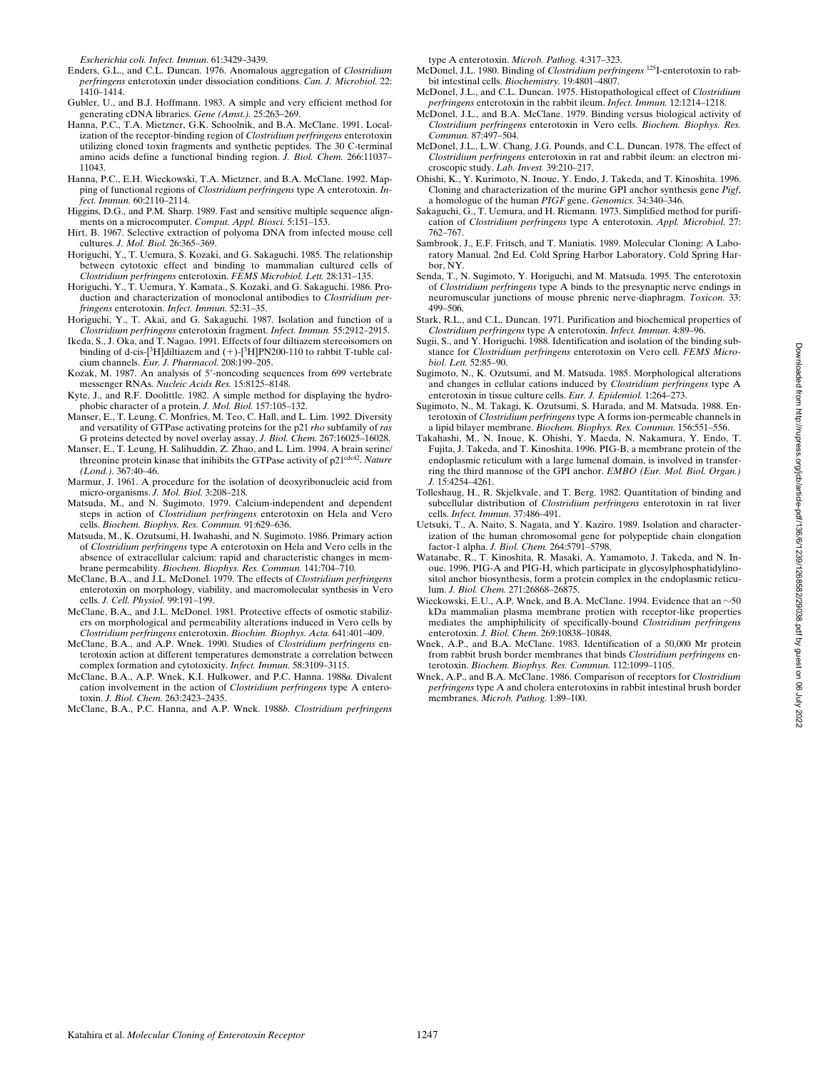*Escherichia coli. Infect. Immun.* 61:3429–3439.

Enders, G.L., and C.L. Duncan. 1976. Anomalous aggregation of *Clostridium perfringens* enterotoxin under dissociation conditions. *Can. J. Microbiol.* 22: 1410–1414.

Gubler, U., and B.J. Hoffmann. 1983. A simple and very efficient method for generating cDNA libraries. *Gene (Amst.).* 25:263–269.

Hanna, P.C., T.A. Mietzner, G.K. Schoolnik, and B.A. McClane. 1991. Localization of the receptor-binding region of *Clostridium perfringens* enterotoxin utilizing cloned toxin fragments and synthetic peptides. The 30 C-terminal amino acids define a functional binding region. *J. Biol. Chem.* 266:11037–11043.

Hanna, P.C., E.H. Wieckowski, T.A. Mietzner, and B.A. McClane. 1992. Mapping of functional regions of *Clostridium perfringens* type A enterotoxin. *Infect. Immun.* 60:2110–2114.

Higgins, D.G., and P.M. Sharp. 1989. Fast and sensitive multiple sequence alignments on a microcomputer. *Comput. Appl. Biosci.* 5:151–153.

Hirt, B. 1967. Selective extraction of polyoma DNA from infected mouse cell cultures. *J. Mol. Biol.* 26:365–369.

Horiguchi, Y., T. Uemura, S. Kozaki, and G. Sakaguchi. 1985. The relationship between cytotoxic effect and binding to mammalian cultured cells of *Clostridium perfringens* enterotoxin. *FEMS Microbiol. Lett.* 28:131–135.

Horiguchi, Y., T. Uemura, Y. Kamata., S. Kozaki, and G. Sakaguchi. 1986. Production and characterization of monoclonal antibodies to *Clostridium perfringens* enterotoxin. *Infect. Immun.* 52:31–35.

Horiguchi, Y., T. Akai, and G. Sakaguchi. 1987. Isolation and function of a *Clostridium perfringens* enterotoxin fragment. *Infect. Immun.* 55:2912–2915.

Ikeda, S., J. Oka, and T. Nagao. 1991. Effects of four diltiazem stereoisomers on binding of d-cis-[$^3$H]diltiazem and (+)-[$^3$H]PN200-110 to rabbit T-tuble calcium channels. *Eur. J. Pharmacol.* 208:199–205.

Kozak, M. 1987. An analysis of 5′-noncoding sequences from 699 vertebrate messenger RNAs. *Nucleic Acids Res.* 15:8125–8148.

Kyte, J., and R.F. Doolittle. 1982. A simple method for displaying the hydrophobic character of a protein. *J. Mol. Biol.* 157:105–132.

Manser, E., T. Leung, C. Monfries, M. Teo, C. Hall, and L. Lim. 1992. Diversity and versatility of GTPase activating proteins for the p21 *rho* subfamily of *ras* G proteins detected by novel overlay assay. *J. Biol. Chem.* 267:16025–16028.

Manser, E., T. Leung, H. Salihuddin, Z. Zhao, and L. Lim. 1994. A brain serine/threonine protein kinase that inihibits the GTPase activity of p21$^{cdc42}$. *Nature (Lond.).* 367:40–46.

Marmur, J. 1961. A procedure for the isolation of deoxyribonucleic acid from micro-organisms. *J. Mol. Biol.* 3:208–218.

Matsuda, M., and N. Sugimoto. 1979. Calcium-independent and dependent steps in action of *Clostridium perfringens* enterotoxin on Hela and Vero cells. *Biochem. Biophys. Res. Commun.* 91:629–636.

Matsuda, M., K. Ozutsumi, H. Iwahashi, and N. Sugimoto. 1986. Primary action of *Clostridium perfringens* type A enterotoxin on Hela and Vero cells in the absence of extracellular calcium: rapid and characteristic changes in membrane permeability. *Biochem. Biophys. Res. Commun.* 141:704–710.

McClane, B.A., and J.L. McDonel. 1979. The effects of *Clostridium perfringens* enterotoxin on morphology, viability, and macromolecular synthesis in Vero cells. *J. Cell. Physiol.* 99:191–199.

McClane, B.A., and J.L. McDonel. 1981. Protective effects of osmotic stabilizers on morphological and permeability alterations induced in Vero cells by *Clostridium perfringens* enterotoxin. *Biochim. Biophys. Acta.* 641:401–409.

McClane, B.A., and A.P. Wnek. 1990. Studies of *Clostridium perfringens* enterotoxin action at different temperatures demonstrate a correlation between complex formation and cytotoxicity. *Infect. Immun.* 58:3109–3115.

McClane, B.A., A.P. Wnek, K.I. Hulkower, and P.C. Hanna. 1988*a*. Divalent cation involvement in the action of *Clostridium perfringens* type A enterotoxin. *J. Biol. Chem.* 263:2423–2435.

McClane, B.A., P.C. Hanna, and A.P. Wnek. 1988*b*. *Clostridium perfringens* type A enterotoxin. *Microb. Pathog.* 4:317–323.

McDonel, J.L. 1980. Binding of *Clostridium perfringens* $^{125}$I-enterotoxin to rabbit intestinal cells. *Biochemistry.* 19:4801–4807.

McDonel, J.L., and C.L. Duncan. 1975. Histopathological effect of *Clostridium perfringens* enterotoxin in the rabbit ileum. *Infect. Immun.* 12:1214–1218.

McDonel, J.L., and B.A. McClane. 1979. Binding versus biological activity of *Clostridium perfringens* enterotoxin in Vero cells. *Biochem. Biophys. Res. Commun.* 87:497–504.

McDonel, J.L., L.W. Chang, J.G. Pounds, and C.L. Duncan. 1978. The effect of *Clostridium perfringens* enterotoxin in rat and rabbit ileum: an electron microscopic study. *Lab. Invest.* 39:210–217.

Ohishi, K., Y. Kurimoto, N. Inoue, Y. Endo, J. Takeda, and T. Kinoshita. 1996. Cloning and characterization of the murine GPI anchor synthesis gene *Pigf*, a homologue of the human *PIGF* gene. *Genomics.* 34:340–346.

Sakaguchi, G., T. Uemura, and H. Riemann. 1973. Simplified method for purification of *Clostridium perfringens* type A enterotoxin. *Appl. Microbiol.* 27: 762–767.

Sambrook, J., E.F. Fritsch, and T. Maniatis. 1989. Molecular Cloning: A Laboratory Manual. 2nd Ed. Cold Spring Harbor Laboratory, Cold Spring Harbor, NY.

Senda, T., N. Sugimoto, Y. Horiguchi, and M. Matsuda. 1995. The enterotoxin of *Clostridium perfringens* type A binds to the presynaptic nerve endings in neuromuscular junctions of mouse phrenic nerve-diaphragm. *Toxicon.* 33: 499–506.

Stark, R.L., and C.L. Duncan. 1971. Purification and biochemical properties of *Clostridium perfringens* type A enterotoxin. *Infect. Immun.* 4:89–96.

Sugii, S., and Y. Horiguchi. 1988. Identification and isolation of the binding substance for *Clostridium perfringens* enterotoxin on Vero cell. *FEMS Microbiol. Lett.* 52:85–90.

Sugimoto, N., K. Ozutsumi, and M. Matsuda. 1985. Morphological alterations and changes in cellular cations induced by *Clostridium perfringens* type A enterotoxin in tissue culture cells. *Eur. J. Epidemiol.* 1:264–273.

Sugimoto, N., M. Takagi, K. Ozutsumi, S. Harada, and M. Matsuda. 1988. Enterotoxin of *Clostridium perfringens* type A forms ion-permeable channels in a lipid bilayer membrane. *Biochem. Biophys. Res. Commun.* 156:551–556.

Takahashi, M., N. Inoue, K. Ohishi, Y. Maeda, N. Nakamura, Y. Endo, T. Fujita, J. Takeda, and T. Kinoshita. 1996. PIG-B, a membrane protein of the endoplasmic reticulum with a large lumenal domain, is involved in transferring the third mannose of the GPI anchor. *EMBO (Eur. Mol. Biol. Organ.) J.* 15:4254–4261.

Tolleshaug, H., R. Skjelkvale, and T. Berg. 1982. Quantitation of binding and subcellular distribution of *Clostridium perfringens* enterotoxin in rat liver cells. *Infect. Immun.* 37:486–491.

Uetsuki, T., A. Naito, S. Nagata, and Y. Kaziro. 1989. Isolation and characterization of the human chromosomal gene for polypeptide chain elongation factor-1 alpha. *J. Biol. Chem.* 264:5791–5798.

Watanabe, R., T. Kinoshita, R. Masaki, A. Yamamoto, J. Takeda, and N. Inoue. 1996. PIG-A and PIG-H, which participate in glycosylphosphatidylinositol anchor biosynthesis, form a protein complex in the endoplasmic reticulum. *J. Biol. Chem.* 271:26868–26875.

Wieckowski, E.U., A.P. Wnek, and B.A. McClane. 1994. Evidence that an ~50 kDa mammalian plasma membrane protien with receptor-like properties mediates the amphiphilicity of specifically-bound *Clostridium perfringens* enterotoxin. *J. Biol. Chem.* 269:10838–10848.

Wnek, A.P., and B.A. McClane. 1983. Identification of a 50,000 Mr protein from rabbit brush border membranes that binds *Clostridium perfringens* enterotoxin. *Biochem. Biophys. Res. Commun.* 112:1099–1105.

Wnek, A.P., and B.A. McClane. 1986. Comparison of receptors for *Clostridium perfringens* type A and cholera enterotoxins in rabbit intestinal brush border membranes. *Microb. Pathog.* 1:89–100.